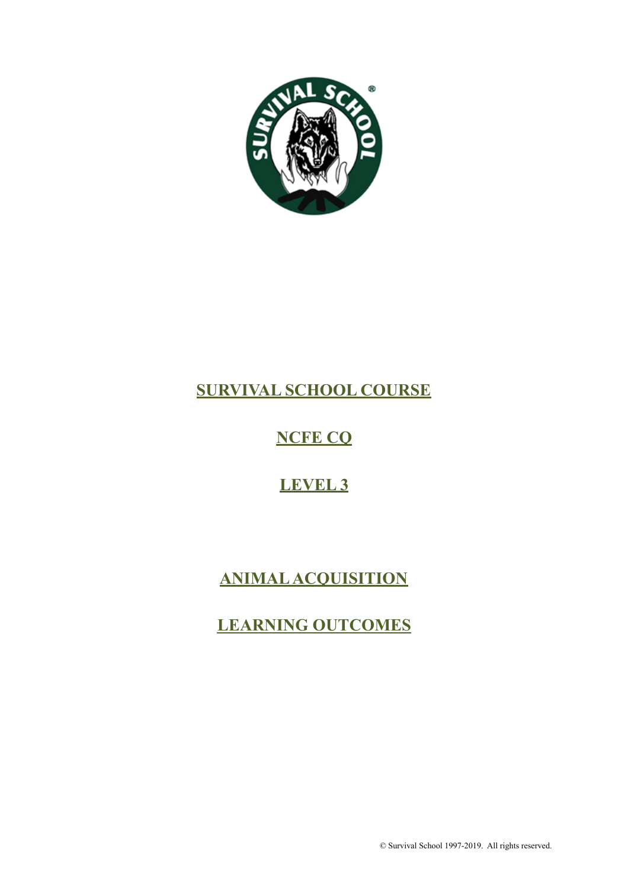# SURVIVAL SCHOOL COURSE

# NCFE CQ

# LEVEL 3

# ANIMAL ACQUISITION

# LEARNING OUTCOMES

© Survival School 1997-2019. All rights reserved.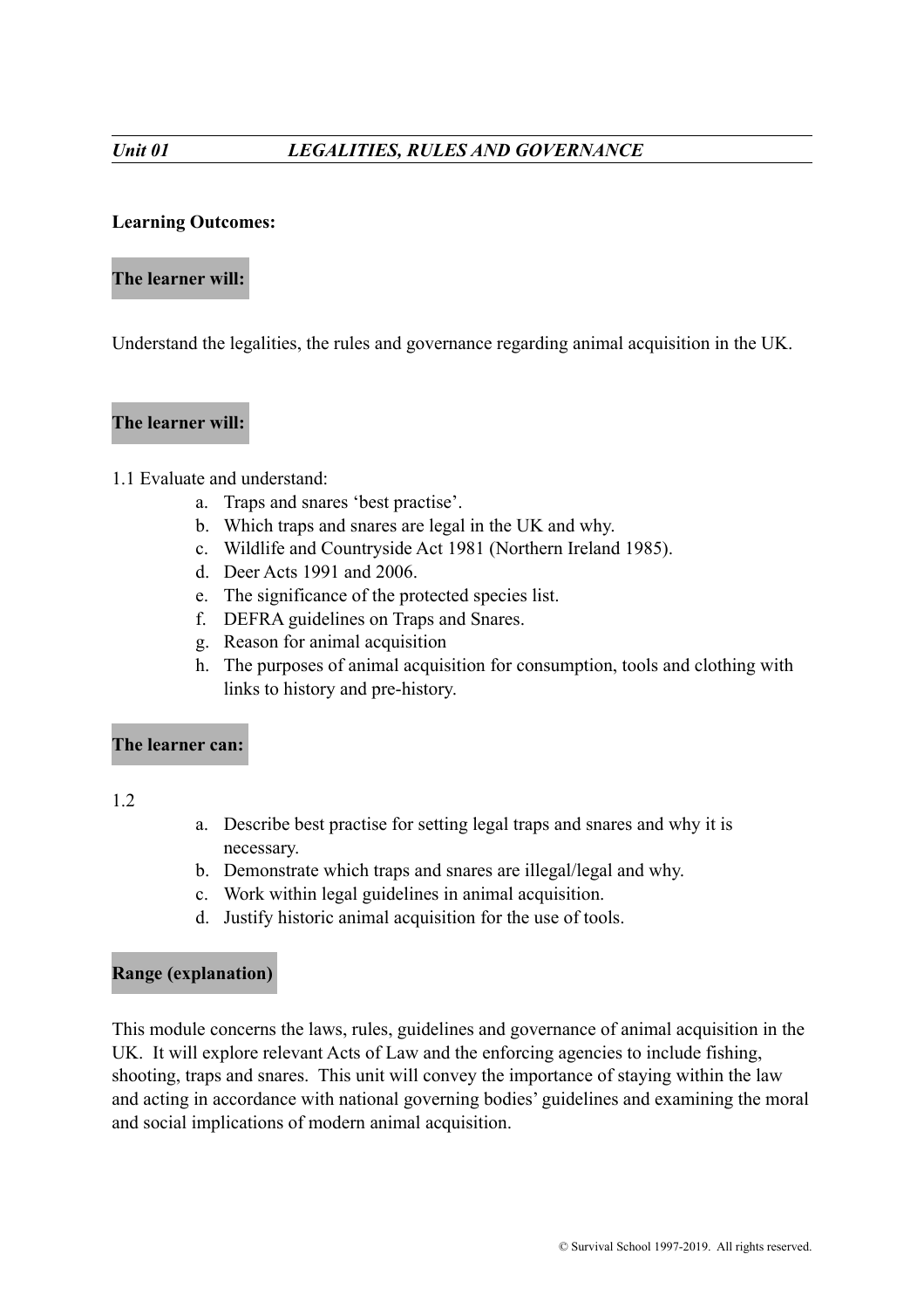## *Unit 01 LEGALITIES, RULES AND GOVERNANCE*

**Learning Outcomes:**

**The learner will:**

Understand the legalities, the rules and governance regarding animal acquisition in the UK.

**The learner will:**

1.1 Evaluate and understand:

a. Traps and snares 'best practise'.
b. Which traps and snares are legal in the UK and why.
c. Wildlife and Countryside Act 1981 (Northern Ireland 1985).
d. Deer Acts 1991 and 2006.
e. The significance of the protected species list.
f. DEFRA guidelines on Traps and Snares.
g. Reason for animal acquisition
h. The purposes of animal acquisition for consumption, tools and clothing with links to history and pre-history.

**The learner can:**

1.2

a. Describe best practise for setting legal traps and snares and why it is necessary.
b. Demonstrate which traps and snares are illegal/legal and why.
c. Work within legal guidelines in animal acquisition.
d. Justify historic animal acquisition for the use of tools.

**Range (explanation)**

This module concerns the laws, rules, guidelines and governance of animal acquisition in the UK. It will explore relevant Acts of Law and the enforcing agencies to include fishing, shooting, traps and snares. This unit will convey the importance of staying within the law and acting in accordance with national governing bodies' guidelines and examining the moral and social implications of modern animal acquisition.

© Survival School 1997-2019. All rights reserved.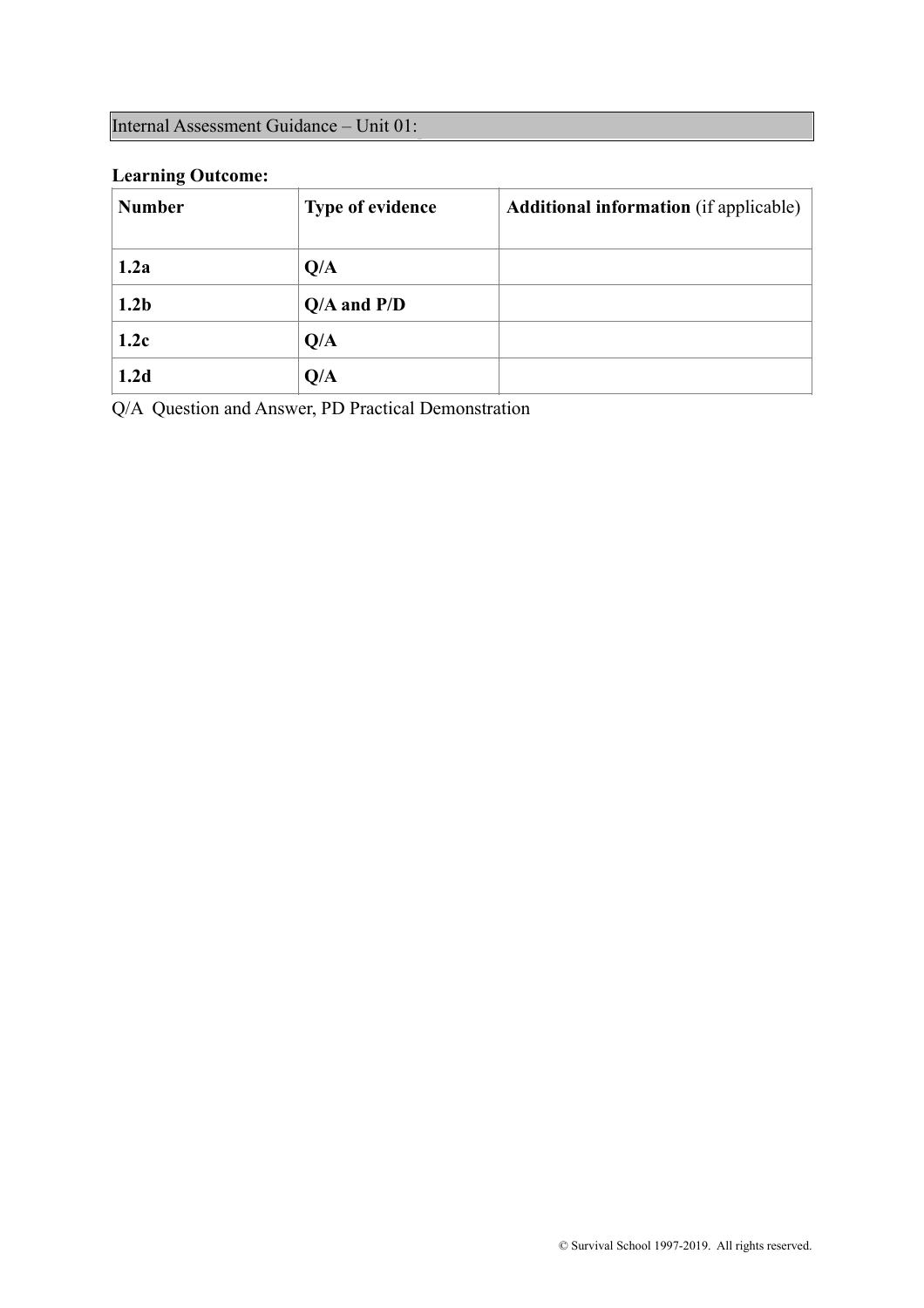Internal Assessment Guidance – Unit 01:

**Learning Outcome:**

| **Number** | **Type of evidence** | **Additional information** (if applicable) |
| --- | --- | --- |
| **1.2a** | **Q/A** | |
| **1.2b** | **Q/A and P/D** | |
| **1.2c** | **Q/A** | |
| **1.2d** | **Q/A** | |

Q/A Question and Answer, PD Practical Demonstration

© Survival School 1997-2019. All rights reserved.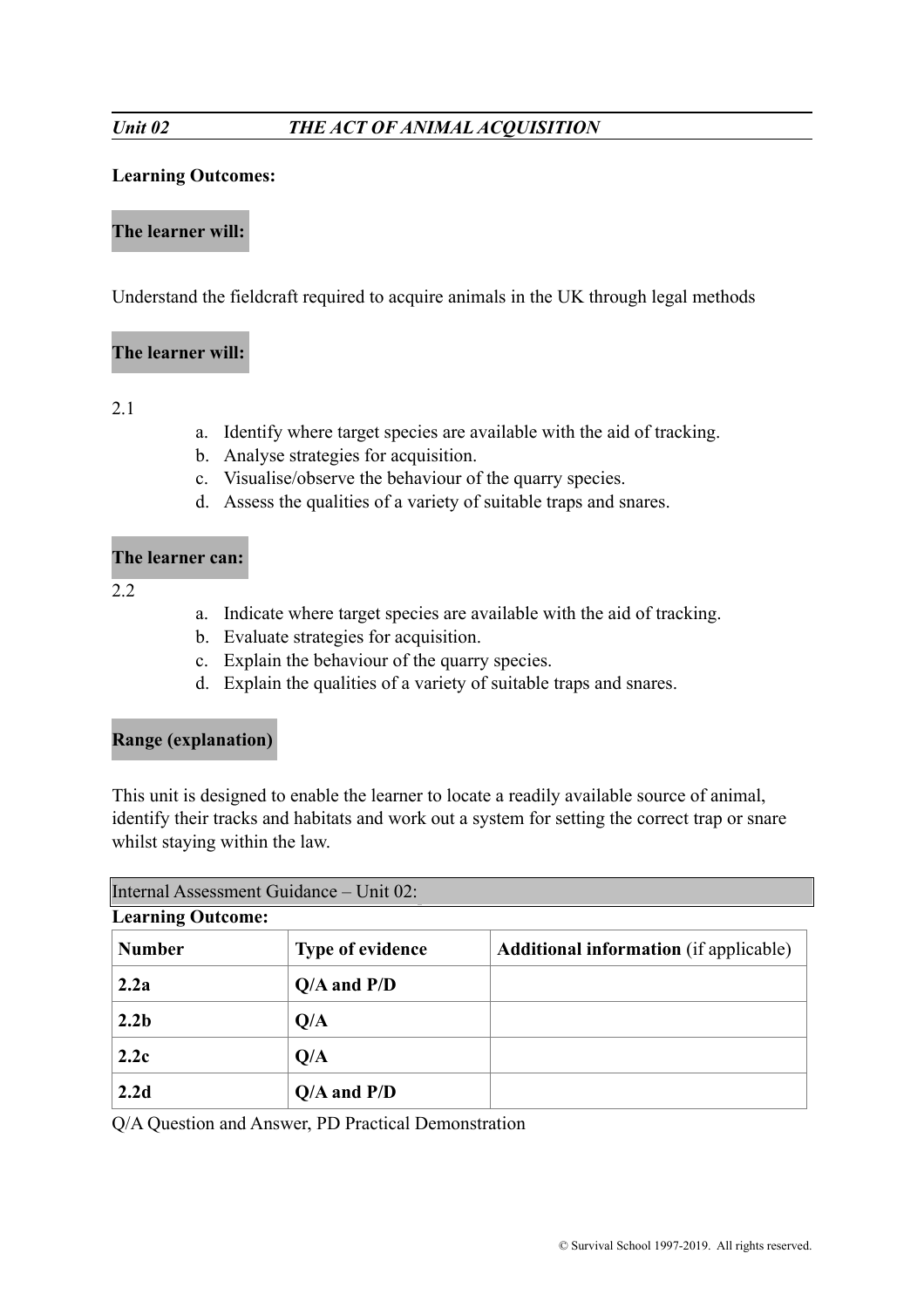## *Unit 02 THE ACT OF ANIMAL ACQUISITION*

**Learning Outcomes:**

**The learner will:**

Understand the fieldcraft required to acquire animals in the UK through legal methods

**The learner will:**

2.1

a. Identify where target species are available with the aid of tracking.
b. Analyse strategies for acquisition.
c. Visualise/observe the behaviour of the quarry species.
d. Assess the qualities of a variety of suitable traps and snares.

**The learner can:**

2.2

a. Indicate where target species are available with the aid of tracking.
b. Evaluate strategies for acquisition.
c. Explain the behaviour of the quarry species.
d. Explain the qualities of a variety of suitable traps and snares.

**Range (explanation)**

This unit is designed to enable the learner to locate a readily available source of animal, identify their tracks and habitats and work out a system for setting the correct trap or snare whilst staying within the law.

Internal Assessment Guidance – Unit 02:

**Learning Outcome:**

| **Number** | **Type of evidence** | **Additional information** (if applicable) |
|---|---|---|
| **2.2a** | **Q/A and P/D** | |
| **2.2b** | **Q/A** | |
| **2.2c** | **Q/A** | |
| **2.2d** | **Q/A and P/D** | |

Q/A Question and Answer, PD Practical Demonstration

© Survival School 1997-2019. All rights reserved.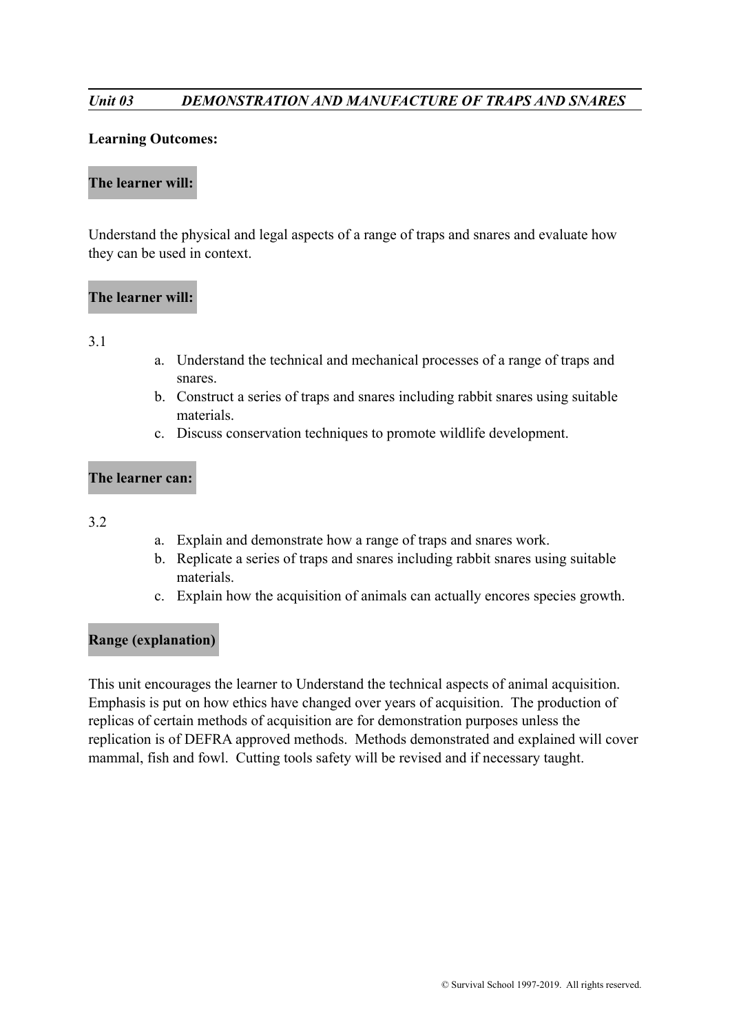## *Unit 03 DEMONSTRATION AND MANUFACTURE OF TRAPS AND SNARES*

**Learning Outcomes:**

**The learner will:**

Understand the physical and legal aspects of a range of traps and snares and evaluate how they can be used in context.

**The learner will:**

3.1

a. Understand the technical and mechanical processes of a range of traps and snares.
b. Construct a series of traps and snares including rabbit snares using suitable materials.
c. Discuss conservation techniques to promote wildlife development.

**The learner can:**

3.2

a. Explain and demonstrate how a range of traps and snares work.
b. Replicate a series of traps and snares including rabbit snares using suitable materials.
c. Explain how the acquisition of animals can actually encores species growth.

**Range (explanation)**

This unit encourages the learner to Understand the technical aspects of animal acquisition. Emphasis is put on how ethics have changed over years of acquisition. The production of replicas of certain methods of acquisition are for demonstration purposes unless the replication is of DEFRA approved methods. Methods demonstrated and explained will cover mammal, fish and fowl. Cutting tools safety will be revised and if necessary taught.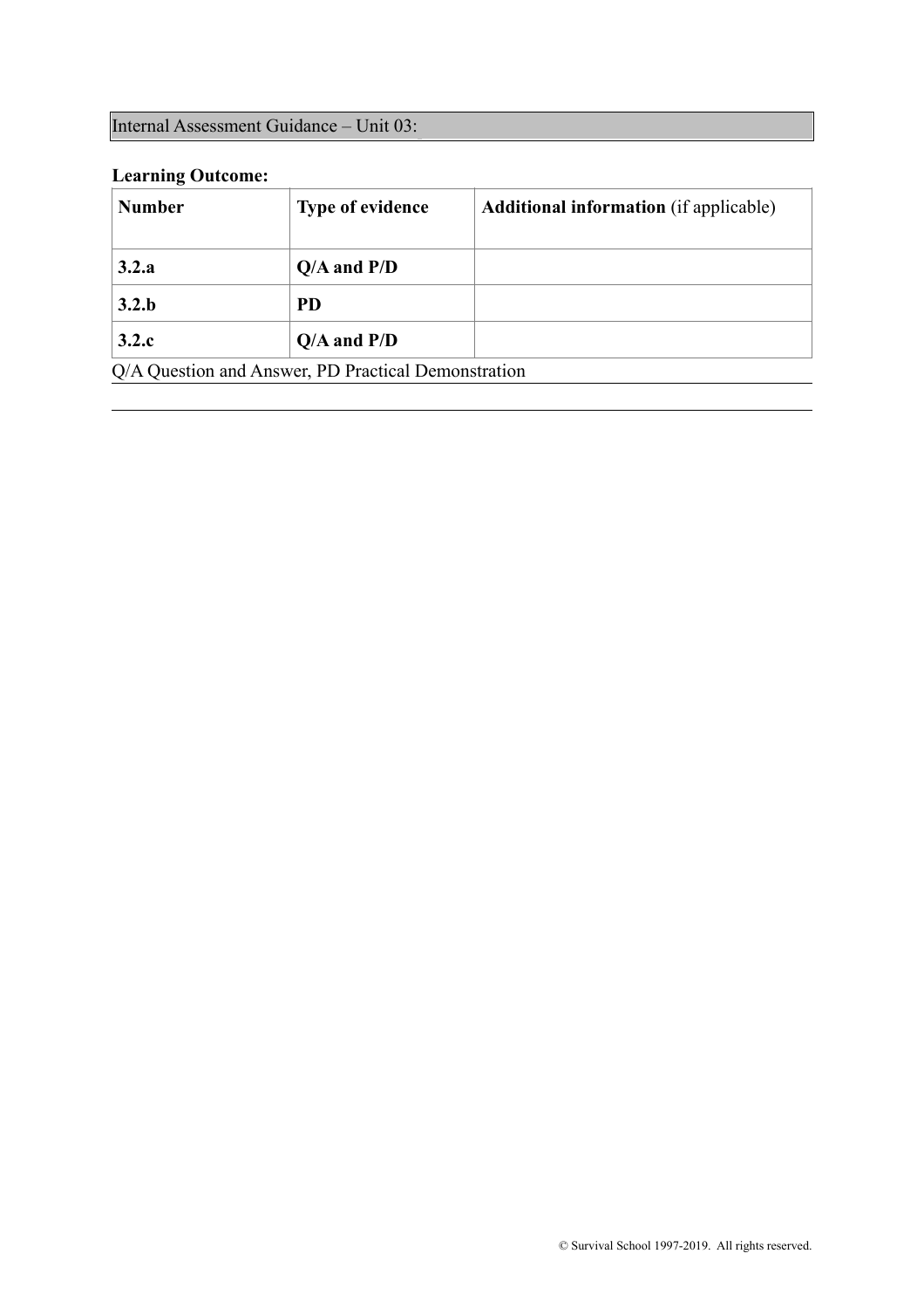Internal Assessment Guidance – Unit 03:

**Learning Outcome:**

| **Number** | **Type of evidence** | **Additional information** (if applicable) |
|---|---|---|
| **3.2.a** | **Q/A and P/D** | |
| **3.2.b** | **PD** | |
| **3.2.c** | **Q/A and P/D** | |

Q/A Question and Answer, PD Practical Demonstration

© Survival School 1997-2019. All rights reserved.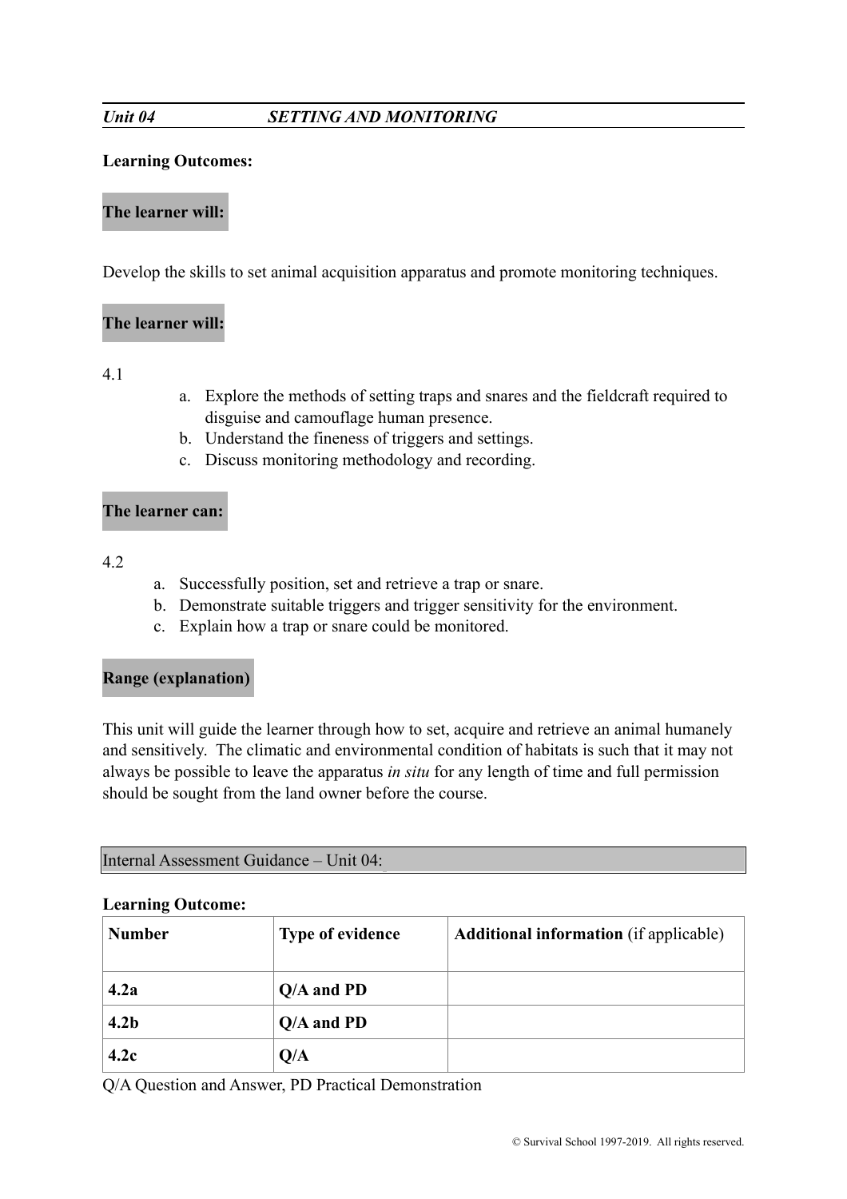## *Unit 04 SETTING AND MONITORING*

**Learning Outcomes:**

**The learner will:**

Develop the skills to set animal acquisition apparatus and promote monitoring techniques.

**The learner will:**

4.1

a. Explore the methods of setting traps and snares and the fieldcraft required to disguise and camouflage human presence.
b. Understand the fineness of triggers and settings.
c. Discuss monitoring methodology and recording.

**The learner can:**

4.2

a. Successfully position, set and retrieve a trap or snare.
b. Demonstrate suitable triggers and trigger sensitivity for the environment.
c. Explain how a trap or snare could be monitored.

**Range (explanation)**

This unit will guide the learner through how to set, acquire and retrieve an animal humanely and sensitively. The climatic and environmental condition of habitats is such that it may not always be possible to leave the apparatus *in situ* for any length of time and full permission should be sought from the land owner before the course.

Internal Assessment Guidance – Unit 04:

**Learning Outcome:**

| **Number** | **Type of evidence** | **Additional information** (if applicable) |
|---|---|---|
| **4.2a** | **Q/A and PD** | |
| **4.2b** | **Q/A and PD** | |
| **4.2c** | **Q/A** | |

Q/A Question and Answer, PD Practical Demonstration

© Survival School 1997-2019. All rights reserved.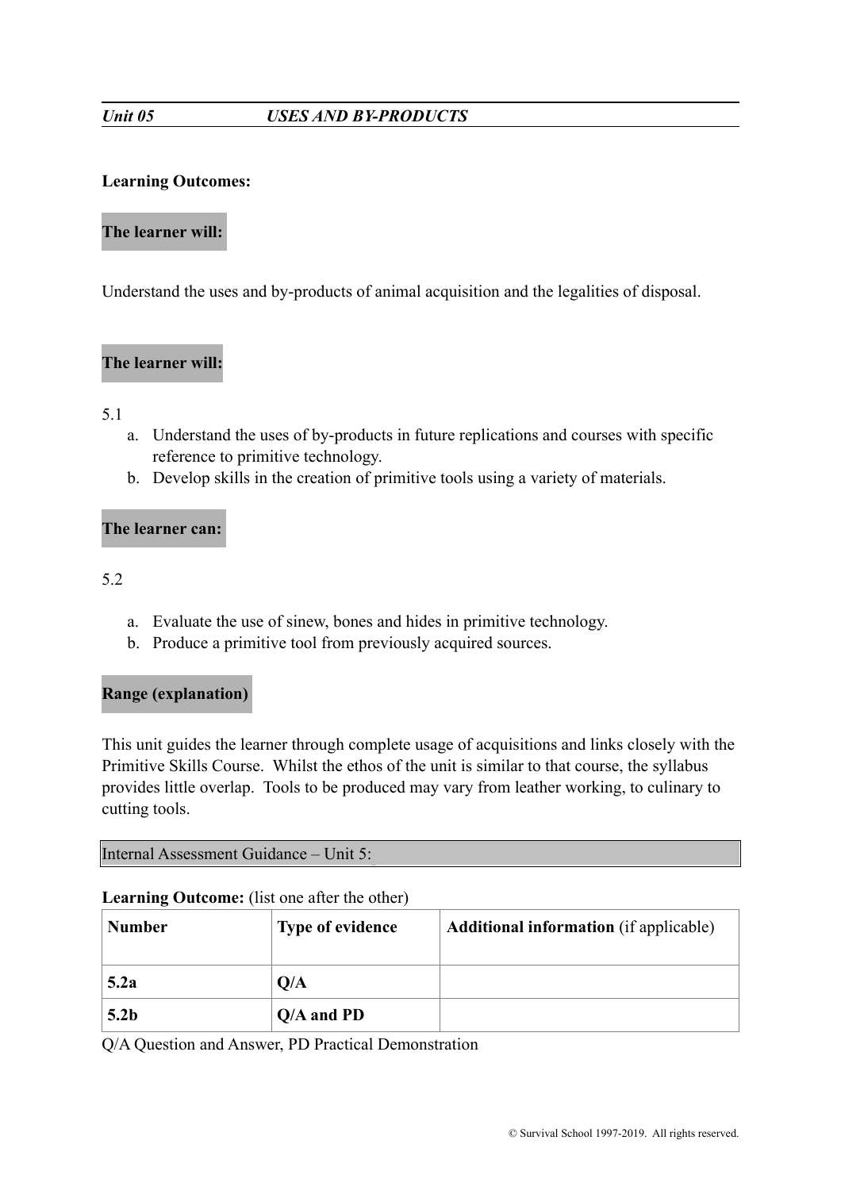## *Unit 05 USES AND BY-PRODUCTS*

**Learning Outcomes:**

**The learner will:**

Understand the uses and by-products of animal acquisition and the legalities of disposal.

**The learner will:**

5.1

a. Understand the uses of by-products in future replications and courses with specific reference to primitive technology.
b. Develop skills in the creation of primitive tools using a variety of materials.

**The learner can:**

5.2

a. Evaluate the use of sinew, bones and hides in primitive technology.
b. Produce a primitive tool from previously acquired sources.

**Range (explanation)**

This unit guides the learner through complete usage of acquisitions and links closely with the Primitive Skills Course. Whilst the ethos of the unit is similar to that course, the syllabus provides little overlap. Tools to be produced may vary from leather working, to culinary to cutting tools.

Internal Assessment Guidance – Unit 5:

**Learning Outcome:** (list one after the other)

| **Number** | **Type of evidence** | **Additional information** (if applicable) |
|---|---|---|
| **5.2a** | **Q/A** | |
| **5.2b** | **Q/A and PD** | |

Q/A Question and Answer, PD Practical Demonstration